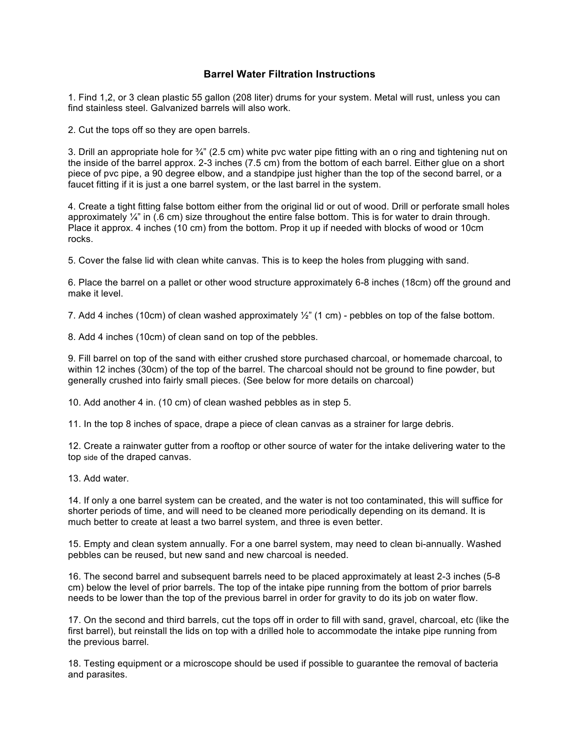# Barrel Water Filtration Instructions

1. Find 1,2, or 3 clean plastic 55 gallon (208 liter) drums for your system. Metal will rust, unless you can find stainless steel. Galvanized barrels will also work.

2. Cut the tops off so they are open barrels.

3. Drill an appropriate hole for ¾" (2.5 cm) white pvc water pipe fitting with an o ring and tightening nut on the inside of the barrel approx. 2-3 inches (7.5 cm) from the bottom of each barrel. Either glue on a short piece of pvc pipe, a 90 degree elbow, and a standpipe just higher than the top of the second barrel, or a faucet fitting if it is just a one barrel system, or the last barrel in the system.

4. Create a tight fitting false bottom either from the original lid or out of wood. Drill or perforate small holes approximately ¼" in (.6 cm) size throughout the entire false bottom. This is for water to drain through. Place it approx. 4 inches (10 cm) from the bottom. Prop it up if needed with blocks of wood or 10cm rocks.

5. Cover the false lid with clean white canvas. This is to keep the holes from plugging with sand.

6. Place the barrel on a pallet or other wood structure approximately 6-8 inches (18cm) off the ground and make it level.

7. Add 4 inches (10cm) of clean washed approximately ½" (1 cm) - pebbles on top of the false bottom.

8. Add 4 inches (10cm) of clean sand on top of the pebbles.

9. Fill barrel on top of the sand with either crushed store purchased charcoal, or homemade charcoal, to within 12 inches (30cm) of the top of the barrel. The charcoal should not be ground to fine powder, but generally crushed into fairly small pieces. (See below for more details on charcoal)

10. Add another 4 in. (10 cm) of clean washed pebbles as in step 5.

11. In the top 8 inches of space, drape a piece of clean canvas as a strainer for large debris.

12. Create a rainwater gutter from a rooftop or other source of water for the intake delivering water to the top side of the draped canvas.

13. Add water.

14. If only a one barrel system can be created, and the water is not too contaminated, this will suffice for shorter periods of time, and will need to be cleaned more periodically depending on its demand. It is much better to create at least a two barrel system, and three is even better.

15. Empty and clean system annually. For a one barrel system, may need to clean bi-annually. Washed pebbles can be reused, but new sand and new charcoal is needed.

16. The second barrel and subsequent barrels need to be placed approximately at least 2-3 inches (5-8 cm) below the level of prior barrels. The top of the intake pipe running from the bottom of prior barrels needs to be lower than the top of the previous barrel in order for gravity to do its job on water flow.

17. On the second and third barrels, cut the tops off in order to fill with sand, gravel, charcoal, etc (like the first barrel), but reinstall the lids on top with a drilled hole to accommodate the intake pipe running from the previous barrel.

18. Testing equipment or a microscope should be used if possible to guarantee the removal of bacteria and parasites.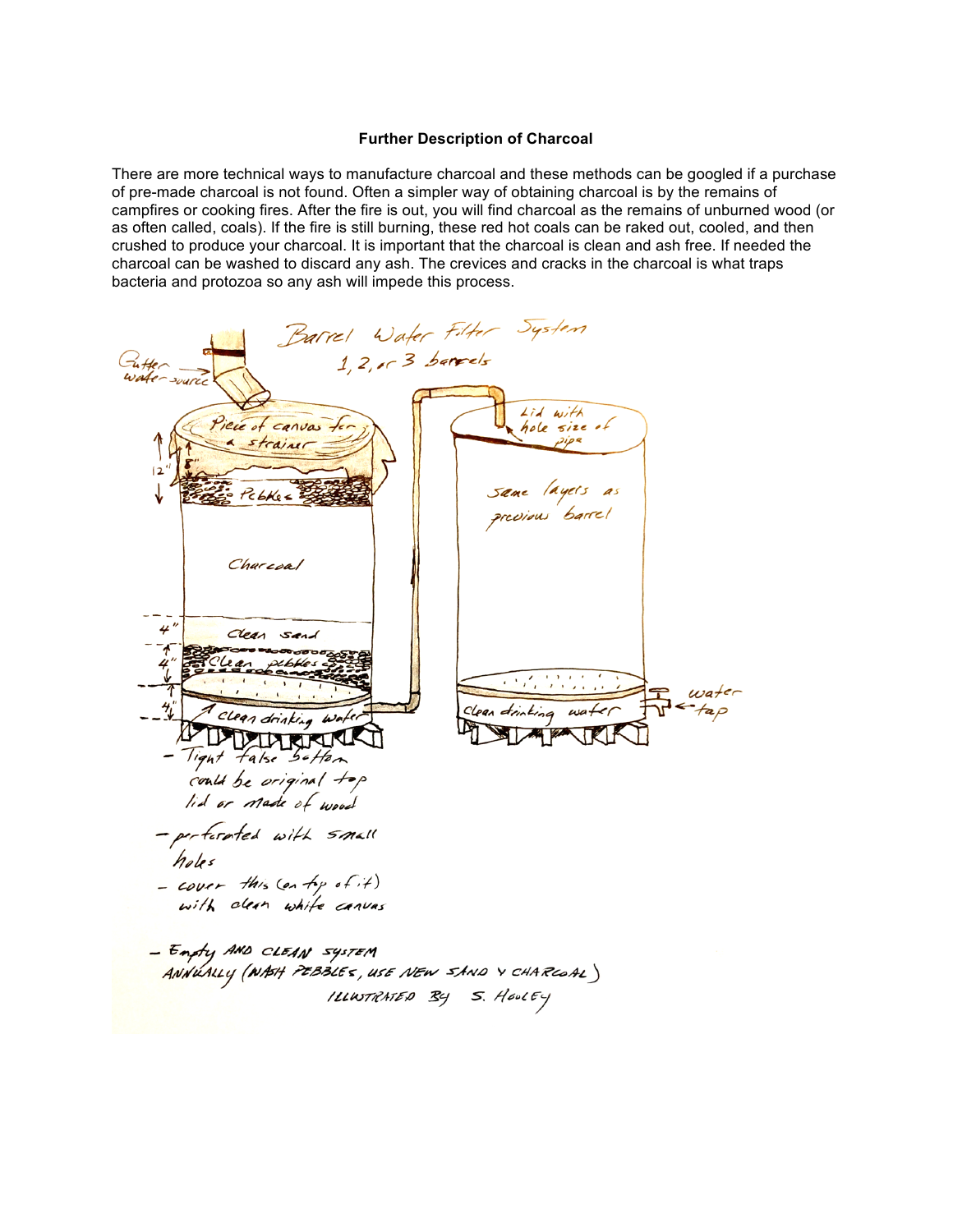**Further Description of Charcoal**

There are more technical ways to manufacture charcoal and these methods can be googled if a purchase of pre-made charcoal is not found. Often a simpler way of obtaining charcoal is by the remains of campfires or cooking fires. After the fire is out, you will find charcoal as the remains of unburned wood (or as often called, coals). If the fire is still burning, these red hot coals can be raked out, cooled, and then crushed to produce your charcoal. It is important that the charcoal is clean and ash free. If needed the charcoal can be washed to discard any ash. The crevices and cracks in the charcoal is what traps bacteria and protozoa so any ash will impede this process.

Barrel Water Filter System
1, 2, or 3 barrels

Gutter water source

Piece of canvas for a strainer

12"

8"

Pebbles

Charcoal

4" Clean sand

4" Clean pebbles

4" clean drinking water

Lid with hole size of pipe

same layers as previous barrel

Clean drinking water

water tap

- Tight false bottom could be original top lid or made of wood
- perforated with small holes
- cover this (on top of it) with clean white canvas

- Empty AND CLEAN SYSTEM ANNUALLY (WASH PEBBLES, USE NEW SAND & CHARCOAL)

ILLUSTRATED BY S. HOLLEY